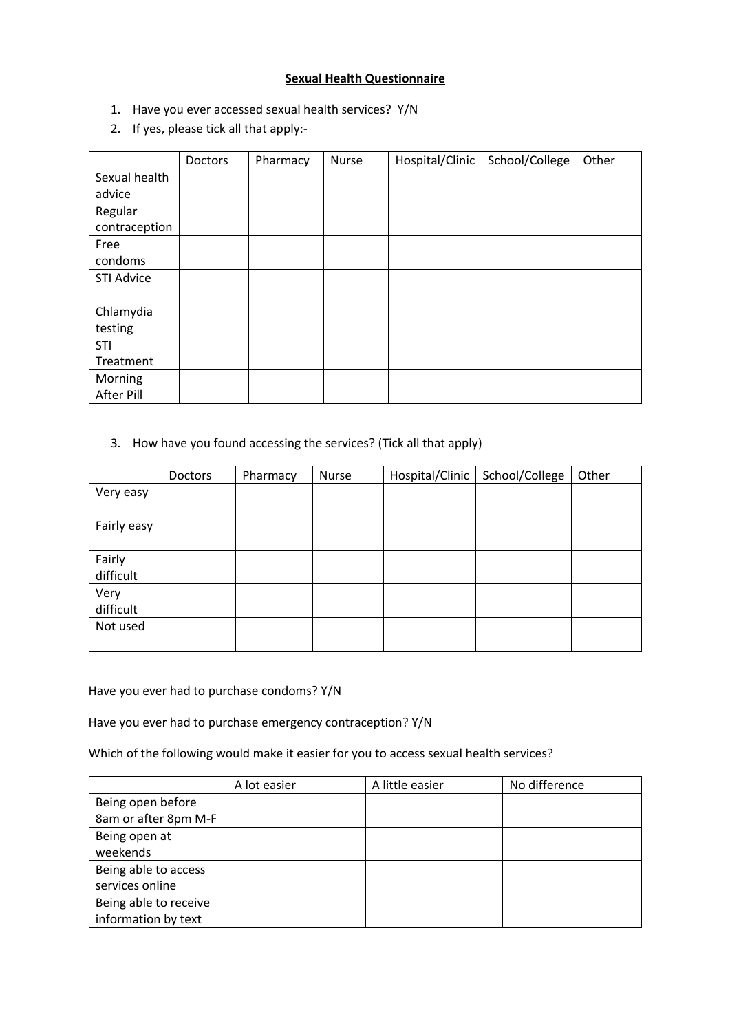**Sexual Health Questionnaire**

1. Have you ever accessed sexual health services? Y/N
2. If yes, please tick all that apply:-

| | Doctors | Pharmacy | Nurse | Hospital/Clinic | School/College | Other |
|---|---|---|---|---|---|---|
| Sexual health advice | | | | | | |
| Regular contraception | | | | | | |
| Free condoms | | | | | | |
| STI Advice | | | | | | |
| Chlamydia testing | | | | | | |
| STI Treatment | | | | | | |
| Morning After Pill | | | | | | |

3. How have you found accessing the services? (Tick all that apply)

| | Doctors | Pharmacy | Nurse | Hospital/Clinic | School/College | Other |
|---|---|---|---|---|---|---|
| Very easy | | | | | | |
| Fairly easy | | | | | | |
| Fairly difficult | | | | | | |
| Very difficult | | | | | | |
| Not used | | | | | | |

Have you ever had to purchase condoms? Y/N

Have you ever had to purchase emergency contraception? Y/N

Which of the following would make it easier for you to access sexual health services?

| | A lot easier | A little easier | No difference |
|---|---|---|---|
| Being open before 8am or after 8pm M-F | | | |
| Being open at weekends | | | |
| Being able to access services online | | | |
| Being able to receive information by text | | | |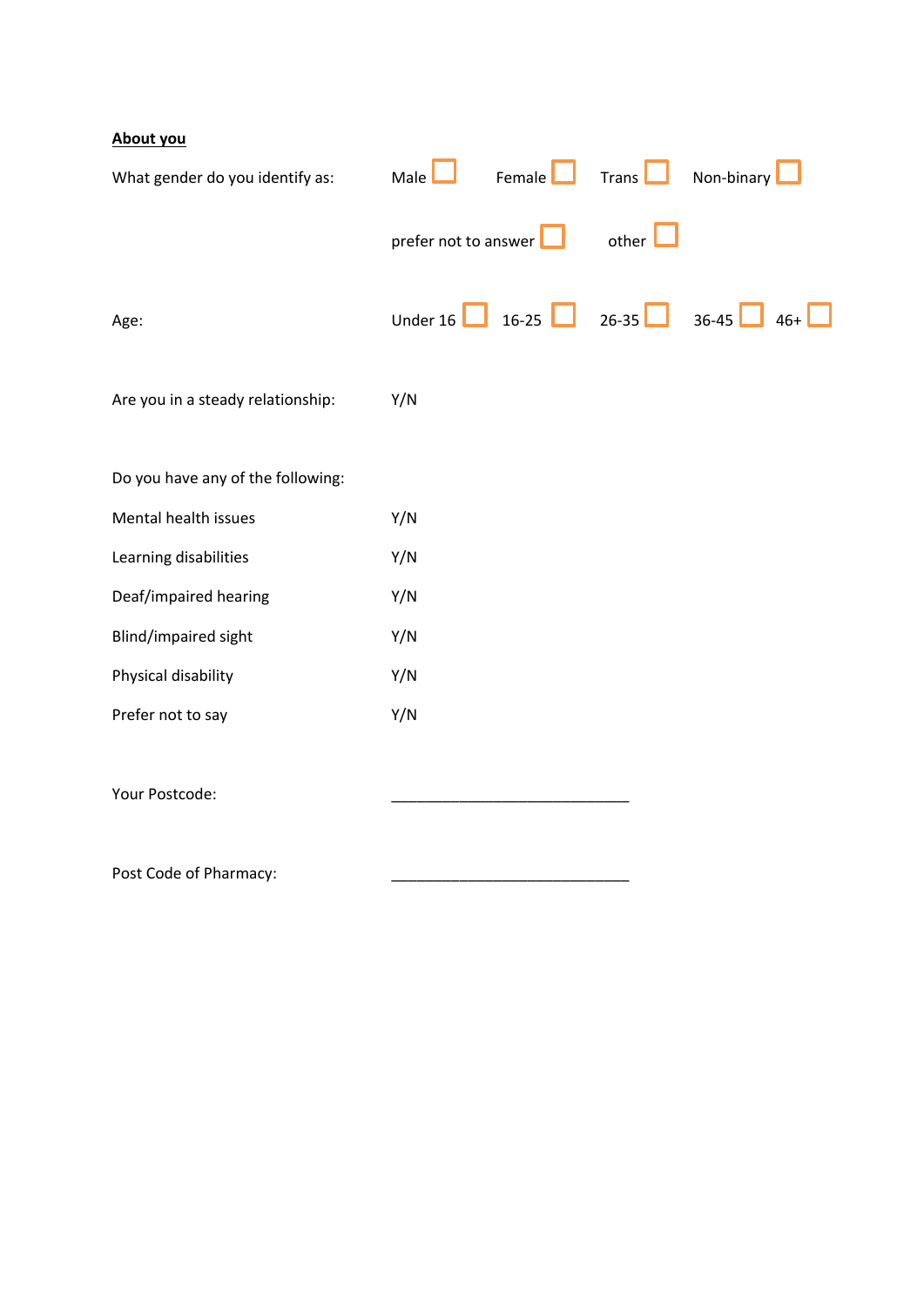**About you**

What gender do you identify as: Male ☐ Female ☐ Trans ☐ Non-binary ☐

prefer not to answer ☐ other ☐

Age: Under 16 ☐ 16-25 ☐ 26-35 ☐ 36-45 ☐ 46+ ☐

Are you in a steady relationship: Y/N

Do you have any of the following:

| | |
|---|---|
| Mental health issues | Y/N |
| Learning disabilities | Y/N |
| Deaf/impaired hearing | Y/N |
| Blind/impaired sight | Y/N |
| Physical disability | Y/N |
| Prefer not to say | Y/N |

Your Postcode: _____________________________

Post Code of Pharmacy: _____________________________